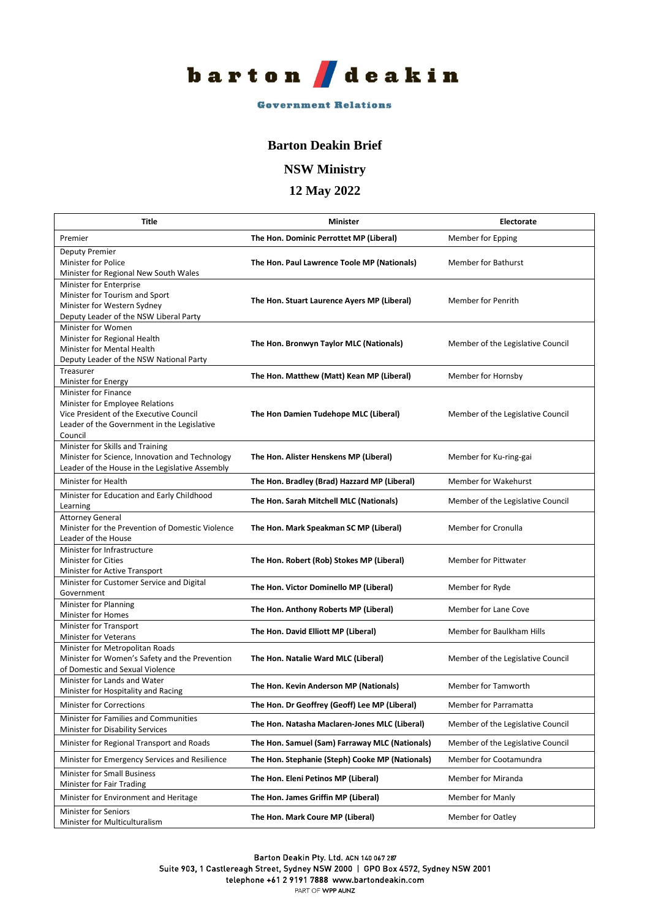barton deakin

Government Relations

# Barton Deakin Brief

## NSW Ministry

## 12 May 2022

| Title | Minister | Electorate |
|---|---|---|
| Premier | **The Hon. Dominic Perrottet MP (Liberal)** | Member for Epping |
| Deputy Premier<br>Minister for Police<br>Minister for Regional New South Wales | **The Hon. Paul Lawrence Toole MP (Nationals)** | Member for Bathurst |
| Minister for Enterprise<br>Minister for Tourism and Sport<br>Minister for Western Sydney<br>Deputy Leader of the NSW Liberal Party | **The Hon. Stuart Laurence Ayers MP (Liberal)** | Member for Penrith |
| Minister for Women<br>Minister for Regional Health<br>Minister for Mental Health<br>Deputy Leader of the NSW National Party | **The Hon. Bronwyn Taylor MLC (Nationals)** | Member of the Legislative Council |
| Treasurer<br>Minister for Energy | **The Hon. Matthew (Matt) Kean MP (Liberal)** | Member for Hornsby |
| Minister for Finance<br>Minister for Employee Relations<br>Vice President of the Executive Council<br>Leader of the Government in the Legislative Council | **The Hon Damien Tudehope MLC (Liberal)** | Member of the Legislative Council |
| Minister for Skills and Training<br>Minister for Science, Innovation and Technology<br>Leader of the House in the Legislative Assembly | **The Hon. Alister Henskens MP (Liberal)** | Member for Ku-ring-gai |
| Minister for Health | **The Hon. Bradley (Brad) Hazzard MP (Liberal)** | Member for Wakehurst |
| Minister for Education and Early Childhood Learning | **The Hon. Sarah Mitchell MLC (Nationals)** | Member of the Legislative Council |
| Attorney General<br>Minister for the Prevention of Domestic Violence<br>Leader of the House | **The Hon. Mark Speakman SC MP (Liberal)** | Member for Cronulla |
| Minister for Infrastructure<br>Minister for Cities<br>Minister for Active Transport | **The Hon. Robert (Rob) Stokes MP (Liberal)** | Member for Pittwater |
| Minister for Customer Service and Digital Government | **The Hon. Victor Dominello MP (Liberal)** | Member for Ryde |
| Minister for Planning<br>Minister for Homes | **The Hon. Anthony Roberts MP (Liberal)** | Member for Lane Cove |
| Minister for Transport<br>Minister for Veterans | **The Hon. David Elliott MP (Liberal)** | Member for Baulkham Hills |
| Minister for Metropolitan Roads<br>Minister for Women's Safety and the Prevention of Domestic and Sexual Violence | **The Hon. Natalie Ward MLC (Liberal)** | Member of the Legislative Council |
| Minister for Lands and Water<br>Minister for Hospitality and Racing | **The Hon. Kevin Anderson MP (Nationals)** | Member for Tamworth |
| Minister for Corrections | **The Hon. Dr Geoffrey (Geoff) Lee MP (Liberal)** | Member for Parramatta |
| Minister for Families and Communities<br>Minister for Disability Services | **The Hon. Natasha Maclaren-Jones MLC (Liberal)** | Member of the Legislative Council |
| Minister for Regional Transport and Roads | **The Hon. Samuel (Sam) Farraway MLC (Nationals)** | Member of the Legislative Council |
| Minister for Emergency Services and Resilience | **The Hon. Stephanie (Steph) Cooke MP (Nationals)** | Member for Cootamundra |
| Minister for Small Business<br>Minister for Fair Trading | **The Hon. Eleni Petinos MP (Liberal)** | Member for Miranda |
| Minister for Environment and Heritage | **The Hon. James Griffin MP (Liberal)** | Member for Manly |
| Minister for Seniors<br>Minister for Multiculturalism | **The Hon. Mark Coure MP (Liberal)** | Member for Oatley |

Barton Deakin Pty. Ltd. ACN 140 067 287
Suite 903, 1 Castlereagh Street, Sydney NSW 2000 | GPO Box 4572, Sydney NSW 2001
telephone +61 2 9191 7888 www.bartondeakin.com
PART OF WPP AUNZ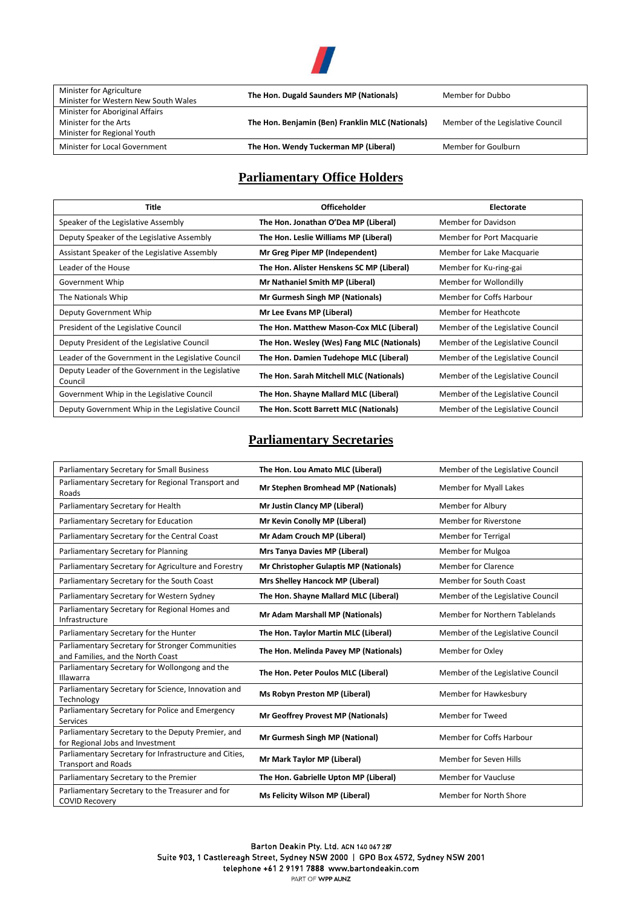| | | |
|---|---|---|
| Minister for Agriculture<br>Minister for Western New South Wales | **The Hon. Dugald Saunders MP (Nationals)** | Member for Dubbo |
| Minister for Aboriginal Affairs<br>Minister for the Arts<br>Minister for Regional Youth | **The Hon. Benjamin (Ben) Franklin MLC (Nationals)** | Member of the Legislative Council |
| Minister for Local Government | **The Hon. Wendy Tuckerman MP (Liberal)** | Member for Goulburn |

## Parliamentary Office Holders

| Title | Officeholder | Electorate |
|---|---|---|
| Speaker of the Legislative Assembly | **The Hon. Jonathan O'Dea MP (Liberal)** | Member for Davidson |
| Deputy Speaker of the Legislative Assembly | **The Hon. Leslie Williams MP (Liberal)** | Member for Port Macquarie |
| Assistant Speaker of the Legislative Assembly | **Mr Greg Piper MP (Independent)** | Member for Lake Macquarie |
| Leader of the House | **The Hon. Alister Henskens SC MP (Liberal)** | Member for Ku-ring-gai |
| Government Whip | **Mr Nathaniel Smith MP (Liberal)** | Member for Wollondilly |
| The Nationals Whip | **Mr Gurmesh Singh MP (Nationals)** | Member for Coffs Harbour |
| Deputy Government Whip | **Mr Lee Evans MP (Liberal)** | Member for Heathcote |
| President of the Legislative Council | **The Hon. Matthew Mason-Cox MLC (Liberal)** | Member of the Legislative Council |
| Deputy President of the Legislative Council | **The Hon. Wesley (Wes) Fang MLC (Nationals)** | Member of the Legislative Council |
| Leader of the Government in the Legislative Council | **The Hon. Damien Tudehope MLC (Liberal)** | Member of the Legislative Council |
| Deputy Leader of the Government in the Legislative Council | **The Hon. Sarah Mitchell MLC (Nationals)** | Member of the Legislative Council |
| Government Whip in the Legislative Council | **The Hon. Shayne Mallard MLC (Liberal)** | Member of the Legislative Council |
| Deputy Government Whip in the Legislative Council | **The Hon. Scott Barrett MLC (Nationals)** | Member of the Legislative Council |

## Parliamentary Secretaries

| | | |
|---|---|---|
| Parliamentary Secretary for Small Business | **The Hon. Lou Amato MLC (Liberal)** | Member of the Legislative Council |
| Parliamentary Secretary for Regional Transport and Roads | **Mr Stephen Bromhead MP (Nationals)** | Member for Myall Lakes |
| Parliamentary Secretary for Health | **Mr Justin Clancy MP (Liberal)** | Member for Albury |
| Parliamentary Secretary for Education | **Mr Kevin Conolly MP (Liberal)** | Member for Riverstone |
| Parliamentary Secretary for the Central Coast | **Mr Adam Crouch MP (Liberal)** | Member for Terrigal |
| Parliamentary Secretary for Planning | **Mrs Tanya Davies MP (Liberal)** | Member for Mulgoa |
| Parliamentary Secretary for Agriculture and Forestry | **Mr Christopher Gulaptis MP (Nationals)** | Member for Clarence |
| Parliamentary Secretary for the South Coast | **Mrs Shelley Hancock MP (Liberal)** | Member for South Coast |
| Parliamentary Secretary for Western Sydney | **The Hon. Shayne Mallard MLC (Liberal)** | Member of the Legislative Council |
| Parliamentary Secretary for Regional Homes and Infrastructure | **Mr Adam Marshall MP (Nationals)** | Member for Northern Tablelands |
| Parliamentary Secretary for the Hunter | **The Hon. Taylor Martin MLC (Liberal)** | Member of the Legislative Council |
| Parliamentary Secretary for Stronger Communities and Families, and the North Coast | **The Hon. Melinda Pavey MP (Nationals)** | Member for Oxley |
| Parliamentary Secretary for Wollongong and the Illawarra | **The Hon. Peter Poulos MLC (Liberal)** | Member of the Legislative Council |
| Parliamentary Secretary for Science, Innovation and Technology | **Ms Robyn Preston MP (Liberal)** | Member for Hawkesbury |
| Parliamentary Secretary for Police and Emergency Services | **Mr Geoffrey Provest MP (Nationals)** | Member for Tweed |
| Parliamentary Secretary to the Deputy Premier, and for Regional Jobs and Investment | **Mr Gurmesh Singh MP (National)** | Member for Coffs Harbour |
| Parliamentary Secretary for Infrastructure and Cities, Transport and Roads | **Mr Mark Taylor MP (Liberal)** | Member for Seven Hills |
| Parliamentary Secretary to the Premier | **The Hon. Gabrielle Upton MP (Liberal)** | Member for Vaucluse |
| Parliamentary Secretary to the Treasurer and for COVID Recovery | **Ms Felicity Wilson MP (Liberal)** | Member for North Shore |

Barton Deakin Pty. Ltd. ACN 140 067 287
Suite 903, 1 Castlereagh Street, Sydney NSW 2000 | GPO Box 4572, Sydney NSW 2001
telephone +61 2 9191 7888 www.bartondeakin.com
PART OF WPP AUNZ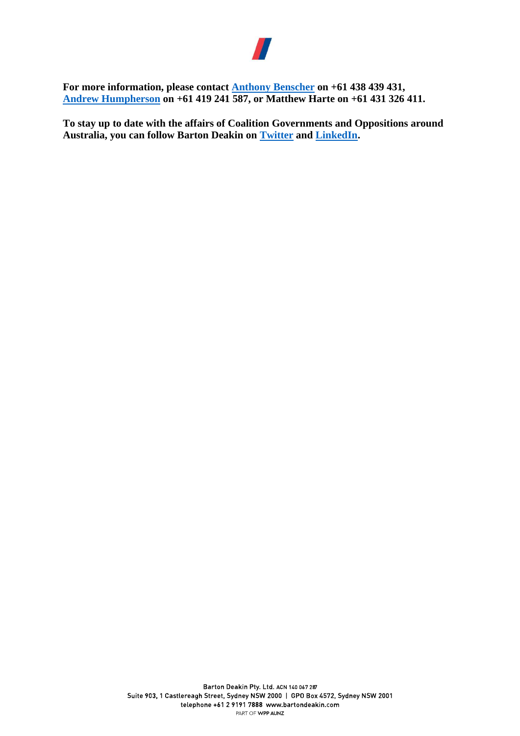**For more information, please contact Anthony Benscher on +61 438 439 431, Andrew Humpherson on +61 419 241 587, or Matthew Harte on +61 431 326 411.**

**To stay up to date with the affairs of Coalition Governments and Oppositions around Australia, you can follow Barton Deakin on Twitter and LinkedIn.**